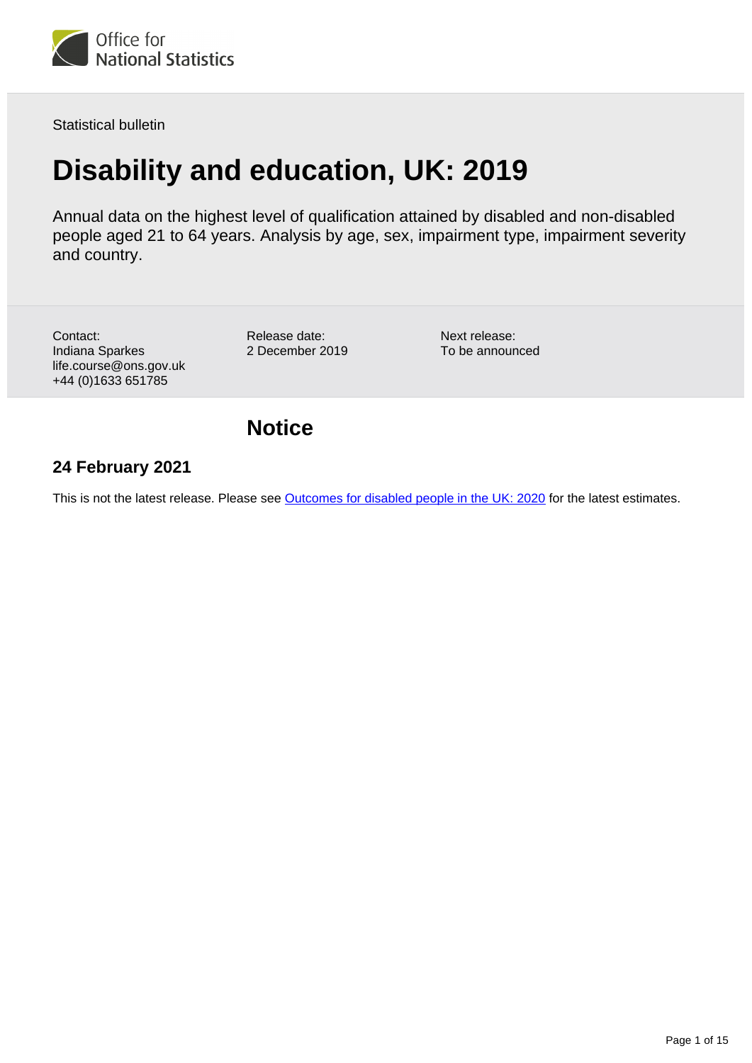Office for National Statistics

Statistical bulletin

# Disability and education, UK: 2019

Annual data on the highest level of qualification attained by disabled and non-disabled people aged 21 to 64 years. Analysis by age, sex, impairment type, impairment severity and country.

Contact:
Indiana Sparkes
life.course@ons.gov.uk
+44 (0)1633 651785

Release date:
2 December 2019

Next release:
To be announced

## Notice

### 24 February 2021

This is not the latest release. Please see [Outcomes for disabled people in the UK: 2020] for the latest estimates.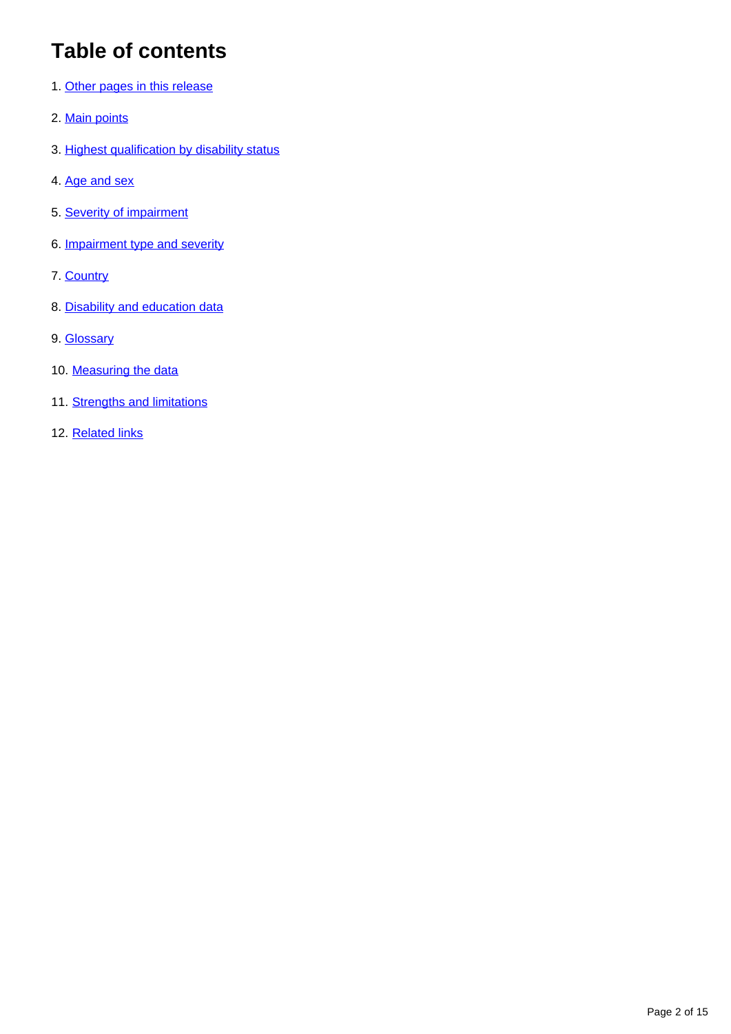# Table of contents

1. Other pages in this release
2. Main points
3. Highest qualification by disability status
4. Age and sex
5. Severity of impairment
6. Impairment type and severity
7. Country
8. Disability and education data
9. Glossary
10. Measuring the data
11. Strengths and limitations
12. Related links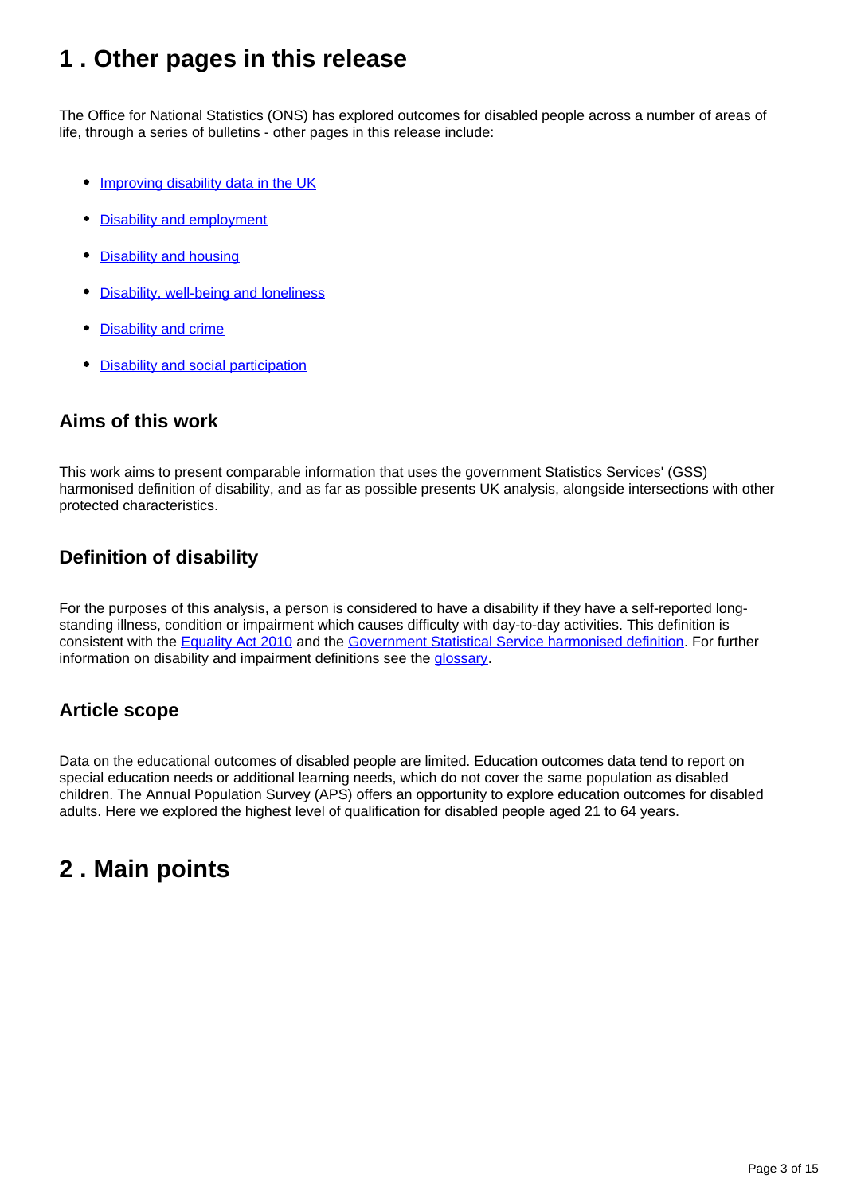## 1 . Other pages in this release

The Office for National Statistics (ONS) has explored outcomes for disabled people across a number of areas of life, through a series of bulletins - other pages in this release include:

- [Improving disability data in the UK]
- [Disability and employment]
- [Disability and housing]
- [Disability, well-being and loneliness]
- [Disability and crime]
- [Disability and social participation]

### Aims of this work

This work aims to present comparable information that uses the government Statistics Services' (GSS) harmonised definition of disability, and as far as possible presents UK analysis, alongside intersections with other protected characteristics.

### Definition of disability

For the purposes of this analysis, a person is considered to have a disability if they have a self-reported long-standing illness, condition or impairment which causes difficulty with day-to-day activities. This definition is consistent with the Equality Act 2010 and the Government Statistical Service harmonised definition. For further information on disability and impairment definitions see the glossary.

### Article scope

Data on the educational outcomes of disabled people are limited. Education outcomes data tend to report on special education needs or additional learning needs, which do not cover the same population as disabled children. The Annual Population Survey (APS) offers an opportunity to explore education outcomes for disabled adults. Here we explored the highest level of qualification for disabled people aged 21 to 64 years.

## 2 . Main points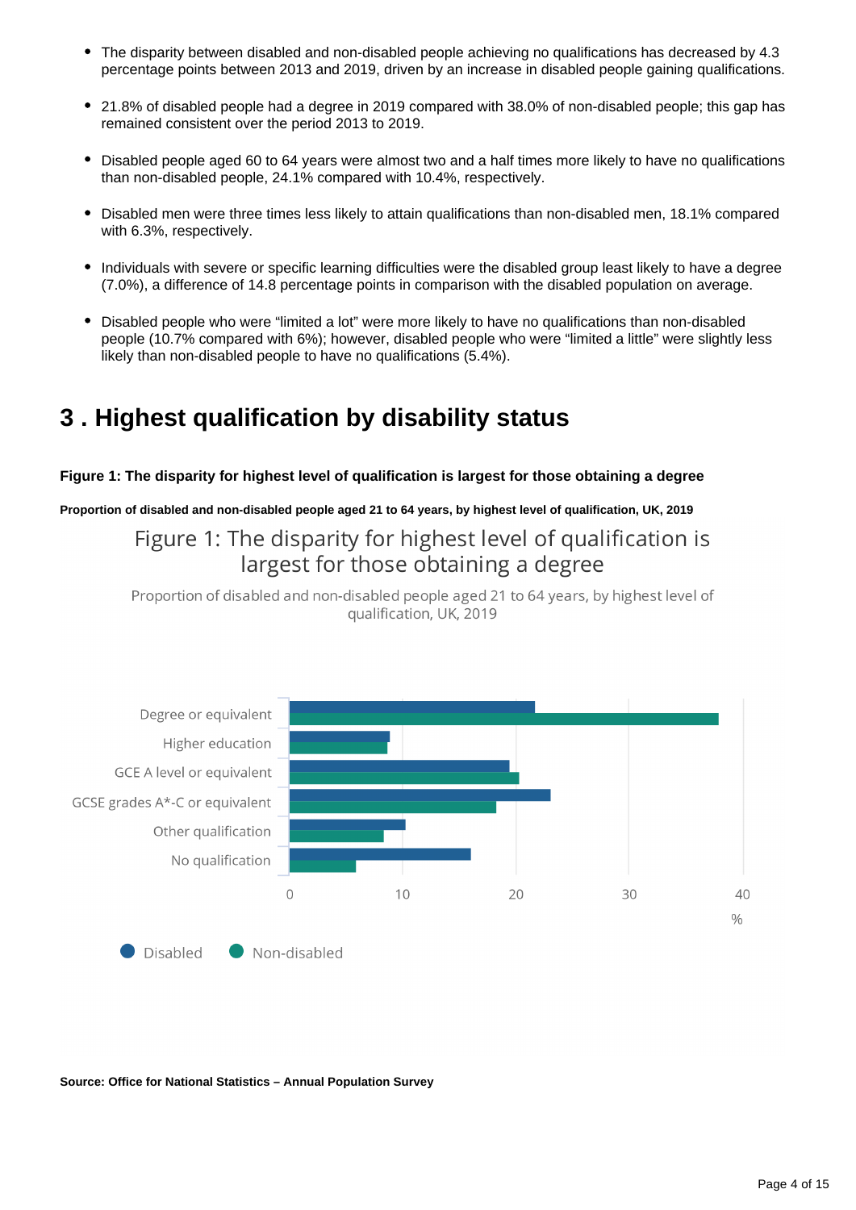- The disparity between disabled and non-disabled people achieving no qualifications has decreased by 4.3 percentage points between 2013 and 2019, driven by an increase in disabled people gaining qualifications.
- 21.8% of disabled people had a degree in 2019 compared with 38.0% of non-disabled people; this gap has remained consistent over the period 2013 to 2019.
- Disabled people aged 60 to 64 years were almost two and a half times more likely to have no qualifications than non-disabled people, 24.1% compared with 10.4%, respectively.
- Disabled men were three times less likely to attain qualifications than non-disabled men, 18.1% compared with 6.3%, respectively.
- Individuals with severe or specific learning difficulties were the disabled group least likely to have a degree (7.0%), a difference of 14.8 percentage points in comparison with the disabled population on average.
- Disabled people who were “limited a lot” were more likely to have no qualifications than non-disabled people (10.7% compared with 6%); however, disabled people who were “limited a little” were slightly less likely than non-disabled people to have no qualifications (5.4%).

# 3 . Highest qualification by disability status

**Figure 1: The disparity for highest level of qualification is largest for those obtaining a degree**

**Proportion of disabled and non-disabled people aged 21 to 64 years, by highest level of qualification, UK, 2019**

Figure 1: The disparity for highest level of qualification is largest for those obtaining a degree

Proportion of disabled and non-disabled people aged 21 to 64 years, by highest level of qualification, UK, 2019

Categories: Degree or equivalent; Higher education; GCE A level or equivalent; GCSE grades A*-C or equivalent; Other qualification; No qualification

Axis: 0, 10, 20, 30, 40 (%)

Legend: Disabled; Non-disabled

**Source: Office for National Statistics – Annual Population Survey**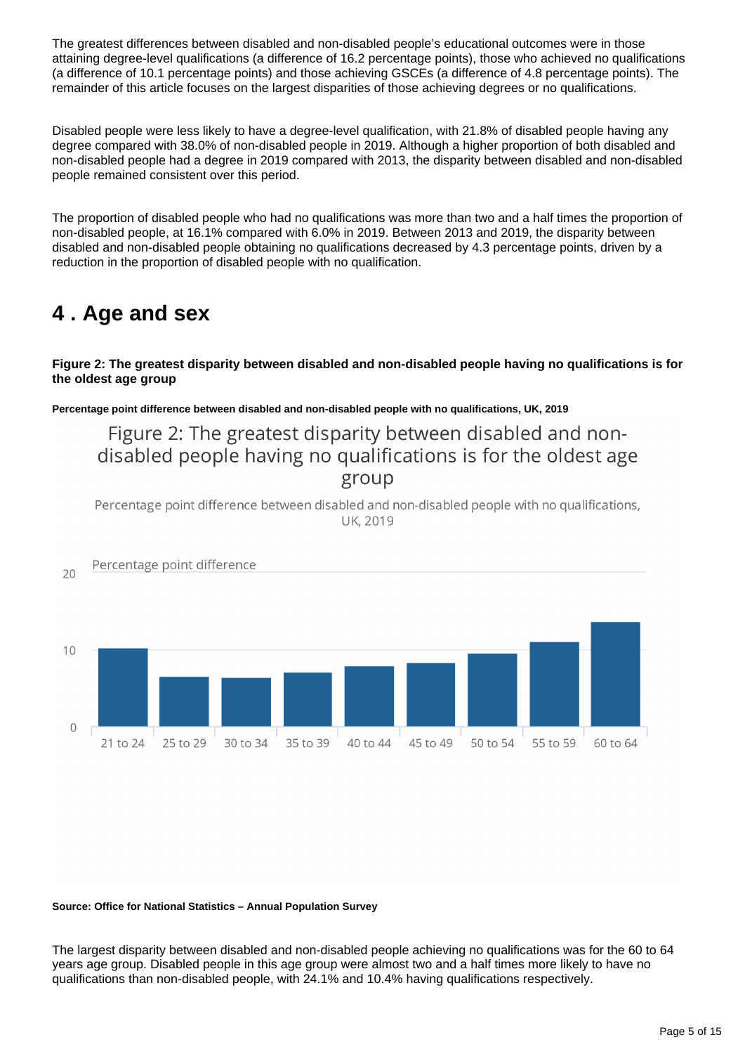The greatest differences between disabled and non-disabled people's educational outcomes were in those attaining degree-level qualifications (a difference of 16.2 percentage points), those who achieved no qualifications (a difference of 10.1 percentage points) and those achieving GSCEs (a difference of 4.8 percentage points). The remainder of this article focuses on the largest disparities of those achieving degrees or no qualifications.

Disabled people were less likely to have a degree-level qualification, with 21.8% of disabled people having any degree compared with 38.0% of non-disabled people in 2019. Although a higher proportion of both disabled and non-disabled people had a degree in 2019 compared with 2013, the disparity between disabled and non-disabled people remained consistent over this period.

The proportion of disabled people who had no qualifications was more than two and a half times the proportion of non-disabled people, at 16.1% compared with 6.0% in 2019. Between 2013 and 2019, the disparity between disabled and non-disabled people obtaining no qualifications decreased by 4.3 percentage points, driven by a reduction in the proportion of disabled people with no qualification.

# 4 . Age and sex

**Figure 2: The greatest disparity between disabled and non-disabled people having no qualifications is for the oldest age group**

**Percentage point difference between disabled and non-disabled people with no qualifications, UK, 2019**

Figure 2: The greatest disparity between disabled and non-disabled people having no qualifications is for the oldest age group

Percentage point difference between disabled and non-disabled people with no qualifications, UK, 2019

**Source: Office for National Statistics – Annual Population Survey**

The largest disparity between disabled and non-disabled people achieving no qualifications was for the 60 to 64 years age group. Disabled people in this age group were almost two and a half times more likely to have no qualifications than non-disabled people, with 24.1% and 10.4% having qualifications respectively.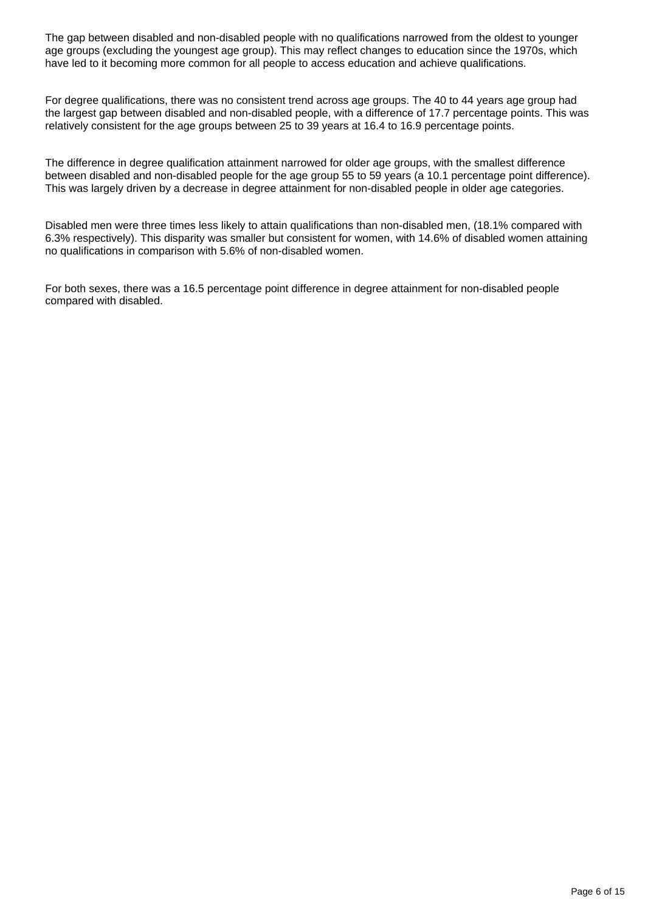The gap between disabled and non-disabled people with no qualifications narrowed from the oldest to younger age groups (excluding the youngest age group). This may reflect changes to education since the 1970s, which have led to it becoming more common for all people to access education and achieve qualifications.

For degree qualifications, there was no consistent trend across age groups. The 40 to 44 years age group had the largest gap between disabled and non-disabled people, with a difference of 17.7 percentage points. This was relatively consistent for the age groups between 25 to 39 years at 16.4 to 16.9 percentage points.

The difference in degree qualification attainment narrowed for older age groups, with the smallest difference between disabled and non-disabled people for the age group 55 to 59 years (a 10.1 percentage point difference). This was largely driven by a decrease in degree attainment for non-disabled people in older age categories.

Disabled men were three times less likely to attain qualifications than non-disabled men, (18.1% compared with 6.3% respectively). This disparity was smaller but consistent for women, with 14.6% of disabled women attaining no qualifications in comparison with 5.6% of non-disabled women.

For both sexes, there was a 16.5 percentage point difference in degree attainment for non-disabled people compared with disabled.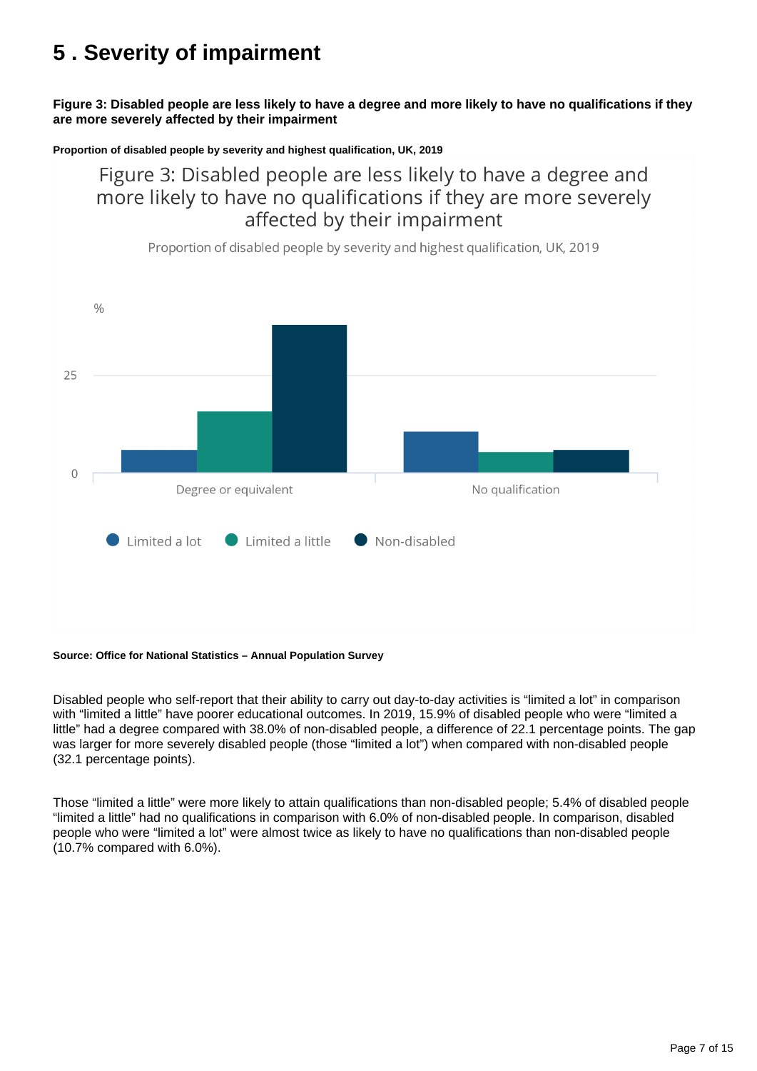# 5 . Severity of impairment

**Figure 3: Disabled people are less likely to have a degree and more likely to have no qualifications if they are more severely affected by their impairment**

**Proportion of disabled people by severity and highest qualification, UK, 2019**

Figure 3: Disabled people are less likely to have a degree and more likely to have no qualifications if they are more severely affected by their impairment

Proportion of disabled people by severity and highest qualification, UK, 2019

**Source: Office for National Statistics – Annual Population Survey**

Disabled people who self-report that their ability to carry out day-to-day activities is “limited a lot” in comparison with “limited a little” have poorer educational outcomes. In 2019, 15.9% of disabled people who were “limited a little” had a degree compared with 38.0% of non-disabled people, a difference of 22.1 percentage points. The gap was larger for more severely disabled people (those “limited a lot”) when compared with non-disabled people (32.1 percentage points).

Those “limited a little” were more likely to attain qualifications than non-disabled people; 5.4% of disabled people “limited a little” had no qualifications in comparison with 6.0% of non-disabled people. In comparison, disabled people who were “limited a lot” were almost twice as likely to have no qualifications than non-disabled people (10.7% compared with 6.0%).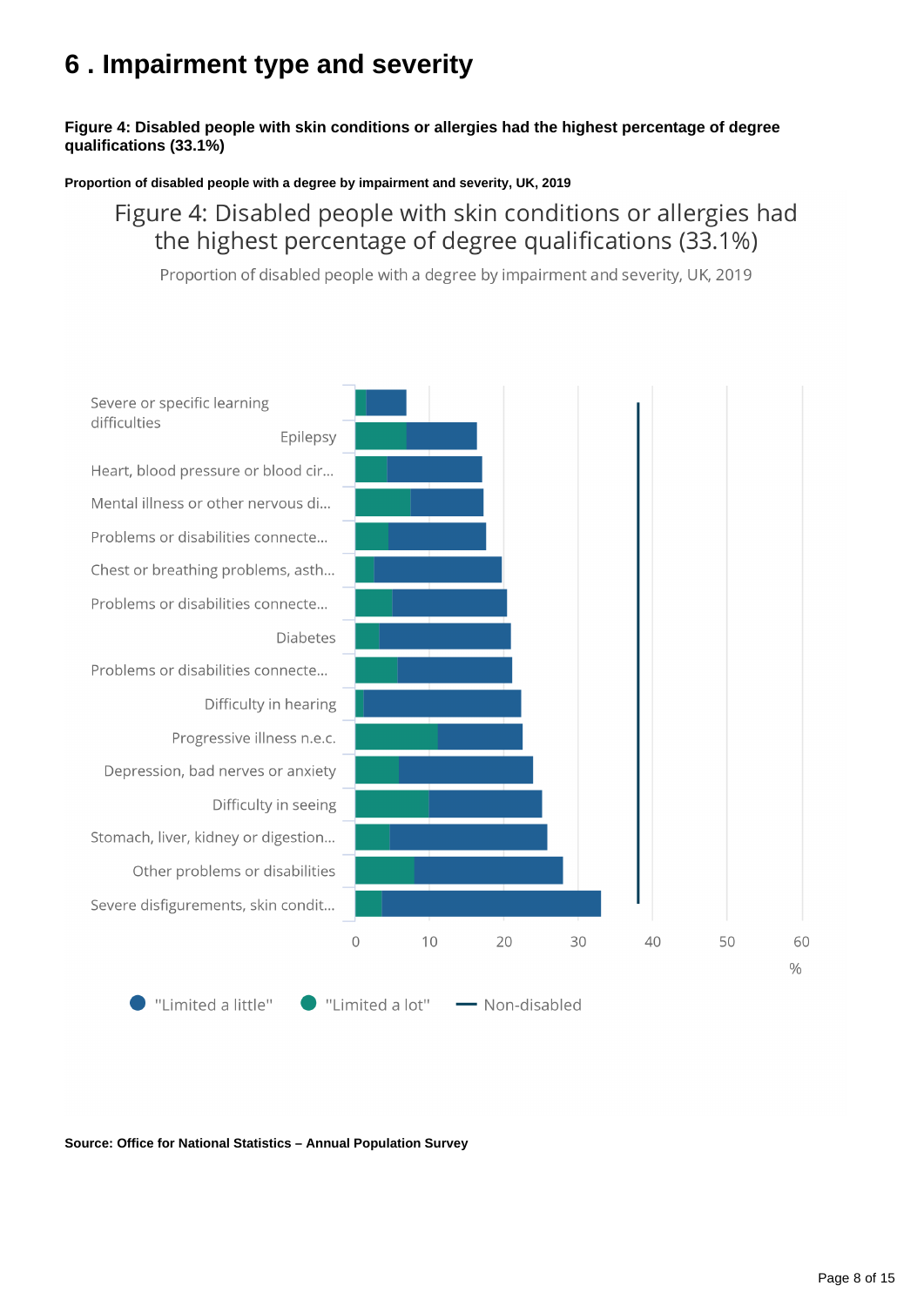# 6 . Impairment type and severity

**Figure 4: Disabled people with skin conditions or allergies had the highest percentage of degree qualifications (33.1%)**

**Proportion of disabled people with a degree by impairment and severity, UK, 2019**

Figure 4: Disabled people with skin conditions or allergies had the highest percentage of degree qualifications (33.1%)

Proportion of disabled people with a degree by impairment and severity, UK, 2019

Severe or specific learning difficulties
Epilepsy
Heart, blood pressure or blood cir...
Mental illness or other nervous di...
Problems or disabilities connecte...
Chest or breathing problems, asth...
Problems or disabilities connecte...
Diabetes
Problems or disabilities connecte...
Difficulty in hearing
Progressive illness n.e.c.
Depression, bad nerves or anxiety
Difficulty in seeing
Stomach, liver, kidney or digestion...
Other problems or disabilities
Severe disfigurements, skin condit...

0 10 20 30 40 50 60
%

"Limited a little" "Limited a lot" Non-disabled

**Source: Office for National Statistics – Annual Population Survey**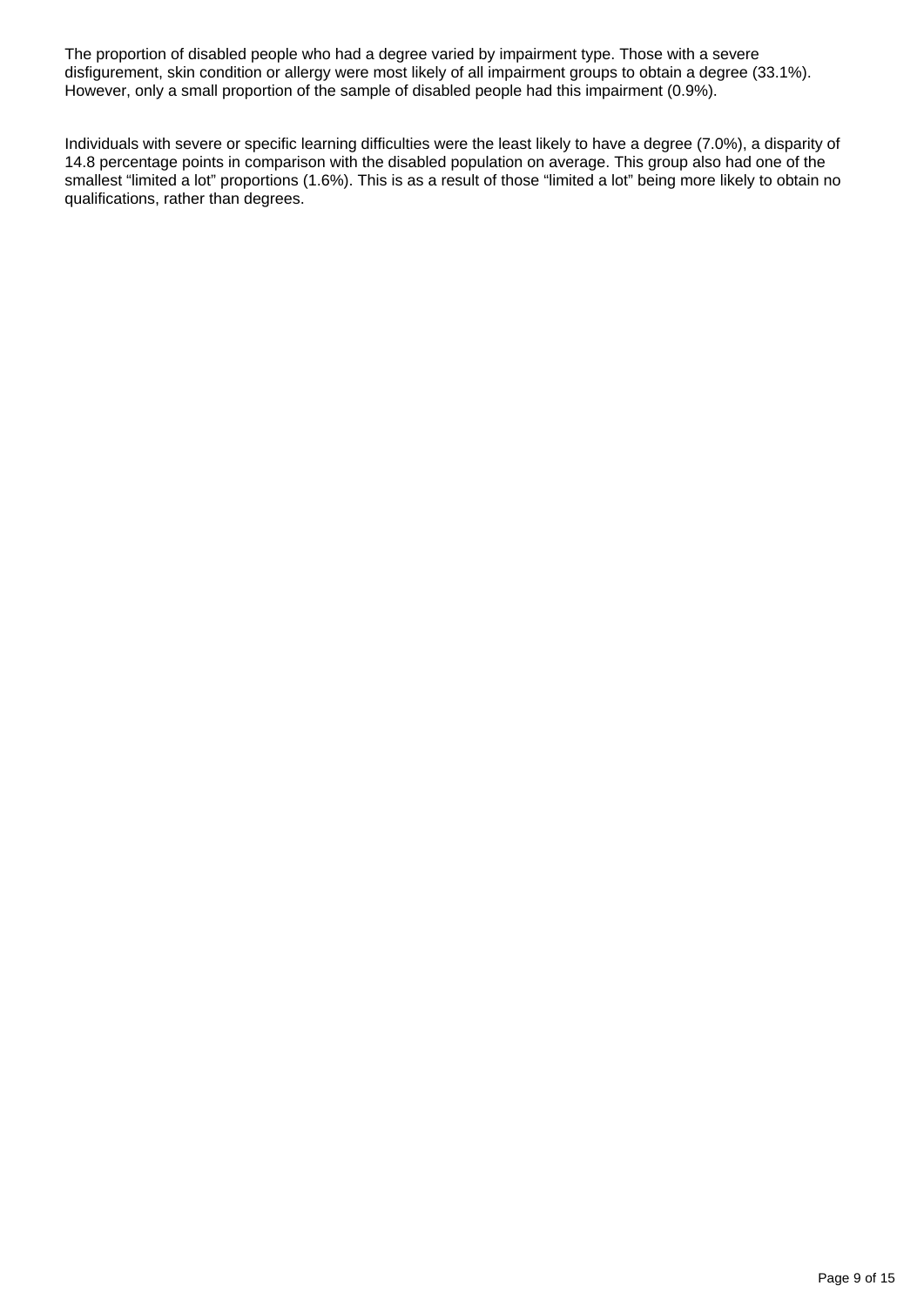The proportion of disabled people who had a degree varied by impairment type. Those with a severe disfigurement, skin condition or allergy were most likely of all impairment groups to obtain a degree (33.1%). However, only a small proportion of the sample of disabled people had this impairment (0.9%).

Individuals with severe or specific learning difficulties were the least likely to have a degree (7.0%), a disparity of 14.8 percentage points in comparison with the disabled population on average. This group also had one of the smallest "limited a lot" proportions (1.6%). This is as a result of those "limited a lot" being more likely to obtain no qualifications, rather than degrees.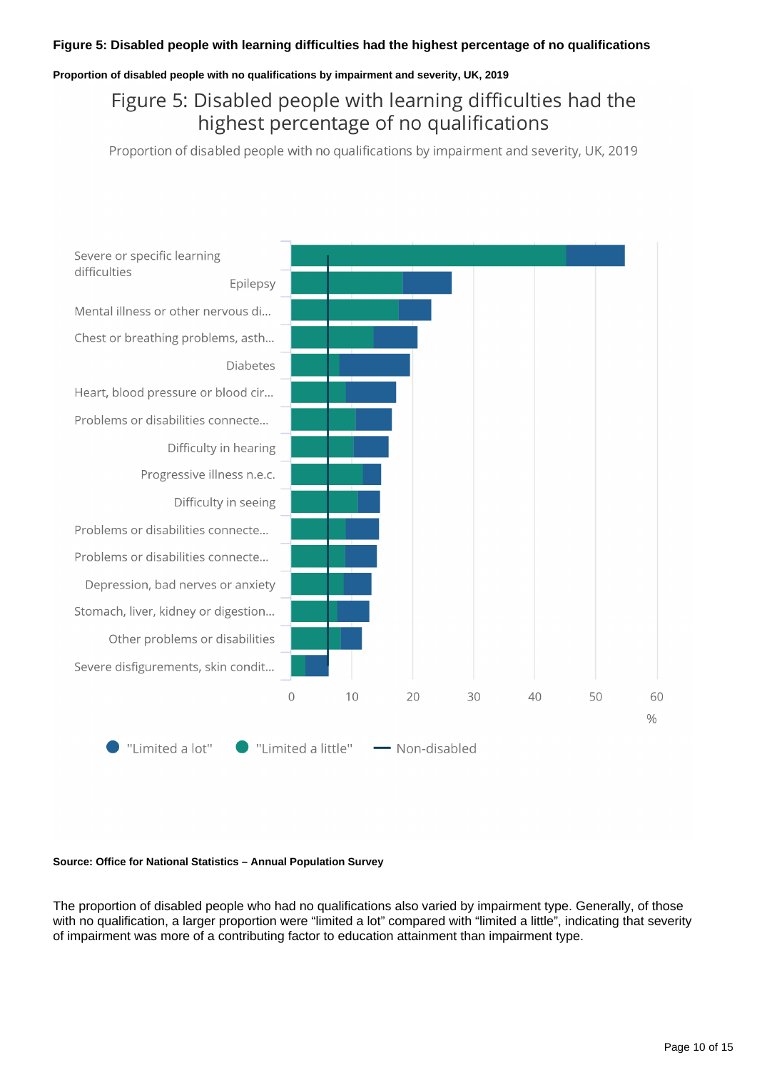**Figure 5: Disabled people with learning difficulties had the highest percentage of no qualifications**

**Proportion of disabled people with no qualifications by impairment and severity, UK, 2019**

Figure 5: Disabled people with learning difficulties had the highest percentage of no qualifications

Proportion of disabled people with no qualifications by impairment and severity, UK, 2019

| Impairment |
|---|
| Severe or specific learning difficulties |
| Epilepsy |
| Mental illness or other nervous di... |
| Chest or breathing problems, asth... |
| Diabetes |
| Heart, blood pressure or blood cir... |
| Problems or disabilities connecte... |
| Difficulty in hearing |
| Progressive illness n.e.c. |
| Difficulty in seeing |
| Problems or disabilities connecte... |
| Problems or disabilities connecte... |
| Depression, bad nerves or anxiety |
| Stomach, liver, kidney or digestion... |
| Other problems or disabilities |
| Severe disfigurements, skin condit... |

0 10 20 30 40 50 60 %

"Limited a lot" "Limited a little" Non-disabled

**Source: Office for National Statistics – Annual Population Survey**

The proportion of disabled people who had no qualifications also varied by impairment type. Generally, of those with no qualification, a larger proportion were "limited a lot" compared with "limited a little", indicating that severity of impairment was more of a contributing factor to education attainment than impairment type.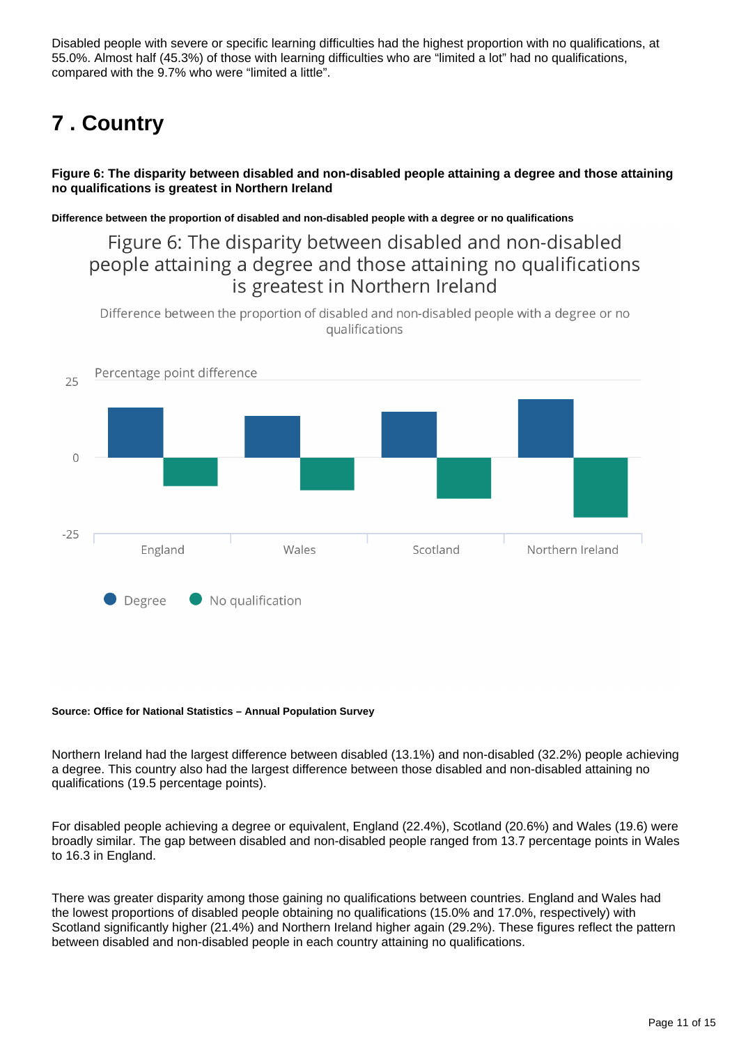Disabled people with severe or specific learning difficulties had the highest proportion with no qualifications, at 55.0%. Almost half (45.3%) of those with learning difficulties who are “limited a lot” had no qualifications, compared with the 9.7% who were “limited a little”.

# 7 . Country

**Figure 6: The disparity between disabled and non-disabled people attaining a degree and those attaining no qualifications is greatest in Northern Ireland**

**Difference between the proportion of disabled and non-disabled people with a degree or no qualifications**

**Source: Office for National Statistics – Annual Population Survey**

Northern Ireland had the largest difference between disabled (13.1%) and non-disabled (32.2%) people achieving a degree. This country also had the largest difference between those disabled and non-disabled attaining no qualifications (19.5 percentage points).

For disabled people achieving a degree or equivalent, England (22.4%), Scotland (20.6%) and Wales (19.6) were broadly similar. The gap between disabled and non-disabled people ranged from 13.7 percentage points in Wales to 16.3 in England.

There was greater disparity among those gaining no qualifications between countries. England and Wales had the lowest proportions of disabled people obtaining no qualifications (15.0% and 17.0%, respectively) with Scotland significantly higher (21.4%) and Northern Ireland higher again (29.2%). These figures reflect the pattern between disabled and non-disabled people in each country attaining no qualifications.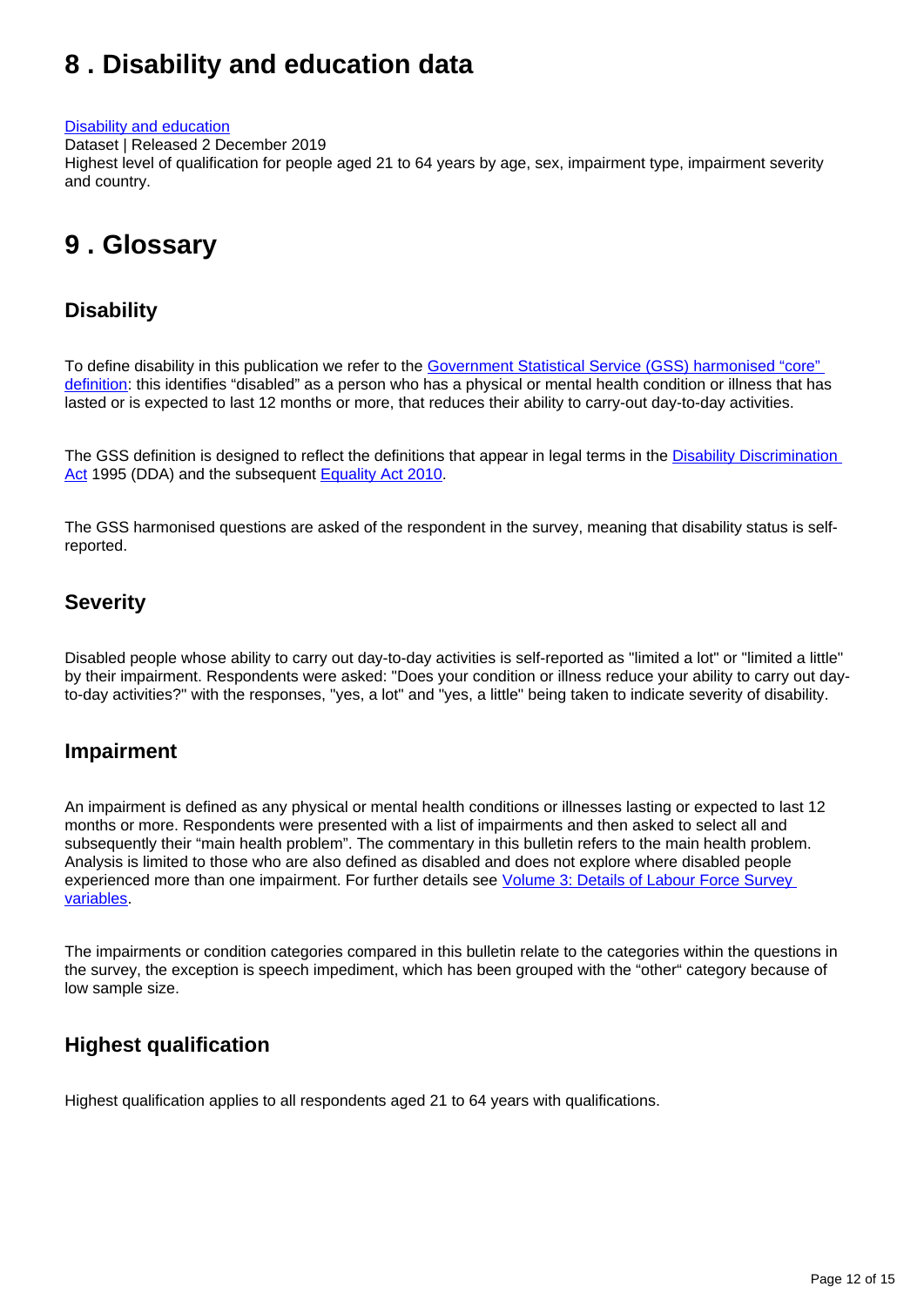## 8 . Disability and education data

[Disability and education](#)
Dataset | Released 2 December 2019
Highest level of qualification for people aged 21 to 64 years by age, sex, impairment type, impairment severity and country.

## 9 . Glossary

### Disability

To define disability in this publication we refer to the [Government Statistical Service (GSS) harmonised "core" definition](#): this identifies "disabled" as a person who has a physical or mental health condition or illness that has lasted or is expected to last 12 months or more, that reduces their ability to carry-out day-to-day activities.

The GSS definition is designed to reflect the definitions that appear in legal terms in the [Disability Discrimination Act](#) 1995 (DDA) and the subsequent [Equality Act 2010](#).

The GSS harmonised questions are asked of the respondent in the survey, meaning that disability status is self-reported.

### Severity

Disabled people whose ability to carry out day-to-day activities is self-reported as "limited a lot" or "limited a little" by their impairment. Respondents were asked: "Does your condition or illness reduce your ability to carry out day-to-day activities?" with the responses, "yes, a lot" and "yes, a little" being taken to indicate severity of disability.

### Impairment

An impairment is defined as any physical or mental health conditions or illnesses lasting or expected to last 12 months or more. Respondents were presented with a list of impairments and then asked to select all and subsequently their "main health problem". The commentary in this bulletin refers to the main health problem. Analysis is limited to those who are also defined as disabled and does not explore where disabled people experienced more than one impairment. For further details see [Volume 3: Details of Labour Force Survey variables](#).

The impairments or condition categories compared in this bulletin relate to the categories within the questions in the survey, the exception is speech impediment, which has been grouped with the "other" category because of low sample size.

### Highest qualification

Highest qualification applies to all respondents aged 21 to 64 years with qualifications.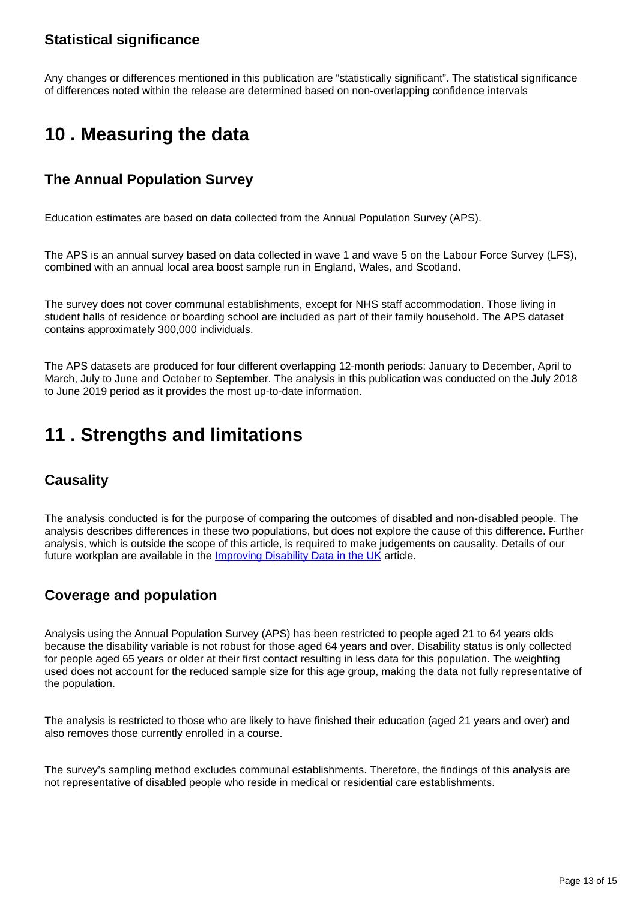### Statistical significance

Any changes or differences mentioned in this publication are "statistically significant". The statistical significance of differences noted within the release are determined based on non-overlapping confidence intervals

## 10 . Measuring the data

### The Annual Population Survey

Education estimates are based on data collected from the Annual Population Survey (APS).

The APS is an annual survey based on data collected in wave 1 and wave 5 on the Labour Force Survey (LFS), combined with an annual local area boost sample run in England, Wales, and Scotland.

The survey does not cover communal establishments, except for NHS staff accommodation. Those living in student halls of residence or boarding school are included as part of their family household. The APS dataset contains approximately 300,000 individuals.

The APS datasets are produced for four different overlapping 12-month periods: January to December, April to March, July to June and October to September. The analysis in this publication was conducted on the July 2018 to June 2019 period as it provides the most up-to-date information.

## 11 . Strengths and limitations

### Causality

The analysis conducted is for the purpose of comparing the outcomes of disabled and non-disabled people. The analysis describes differences in these two populations, but does not explore the cause of this difference. Further analysis, which is outside the scope of this article, is required to make judgements on causality. Details of our future workplan are available in the [Improving Disability Data in the UK] article.

### Coverage and population

Analysis using the Annual Population Survey (APS) has been restricted to people aged 21 to 64 years olds because the disability variable is not robust for those aged 64 years and over. Disability status is only collected for people aged 65 years or older at their first contact resulting in less data for this population. The weighting used does not account for the reduced sample size for this age group, making the data not fully representative of the population.

The analysis is restricted to those who are likely to have finished their education (aged 21 years and over) and also removes those currently enrolled in a course.

The survey's sampling method excludes communal establishments. Therefore, the findings of this analysis are not representative of disabled people who reside in medical or residential care establishments.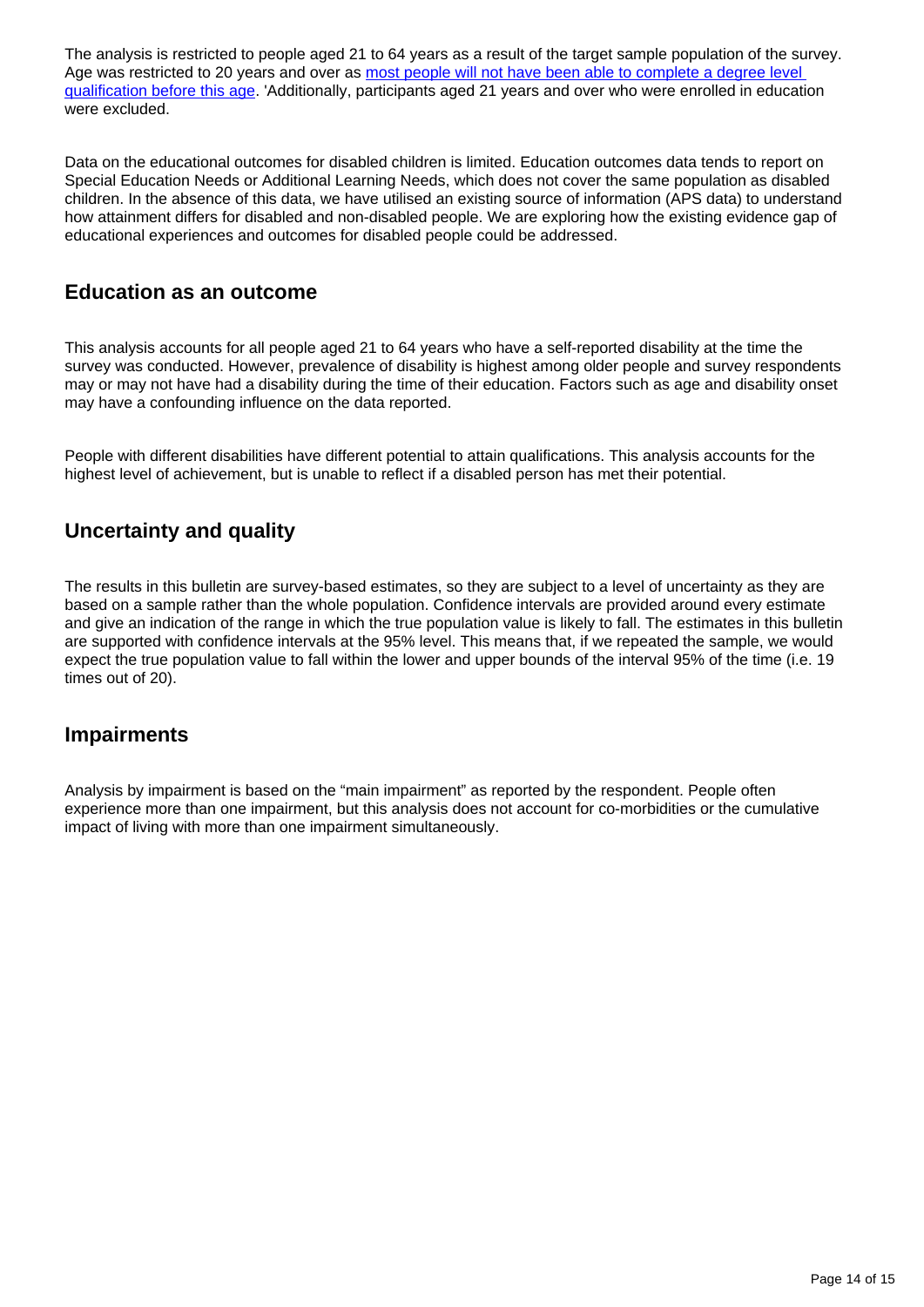The analysis is restricted to people aged 21 to 64 years as a result of the target sample population of the survey. Age was restricted to 20 years and over as [most people will not have been able to complete a degree level qualification before this age](). 'Additionally, participants aged 21 years and over who were enrolled in education were excluded.

Data on the educational outcomes for disabled children is limited. Education outcomes data tends to report on Special Education Needs or Additional Learning Needs, which does not cover the same population as disabled children. In the absence of this data, we have utilised an existing source of information (APS data) to understand how attainment differs for disabled and non-disabled people. We are exploring how the existing evidence gap of educational experiences and outcomes for disabled people could be addressed.

## Education as an outcome

This analysis accounts for all people aged 21 to 64 years who have a self-reported disability at the time the survey was conducted. However, prevalence of disability is highest among older people and survey respondents may or may not have had a disability during the time of their education. Factors such as age and disability onset may have a confounding influence on the data reported.

People with different disabilities have different potential to attain qualifications. This analysis accounts for the highest level of achievement, but is unable to reflect if a disabled person has met their potential.

## Uncertainty and quality

The results in this bulletin are survey-based estimates, so they are subject to a level of uncertainty as they are based on a sample rather than the whole population. Confidence intervals are provided around every estimate and give an indication of the range in which the true population value is likely to fall. The estimates in this bulletin are supported with confidence intervals at the 95% level. This means that, if we repeated the sample, we would expect the true population value to fall within the lower and upper bounds of the interval 95% of the time (i.e. 19 times out of 20).

## Impairments

Analysis by impairment is based on the "main impairment" as reported by the respondent. People often experience more than one impairment, but this analysis does not account for co-morbidities or the cumulative impact of living with more than one impairment simultaneously.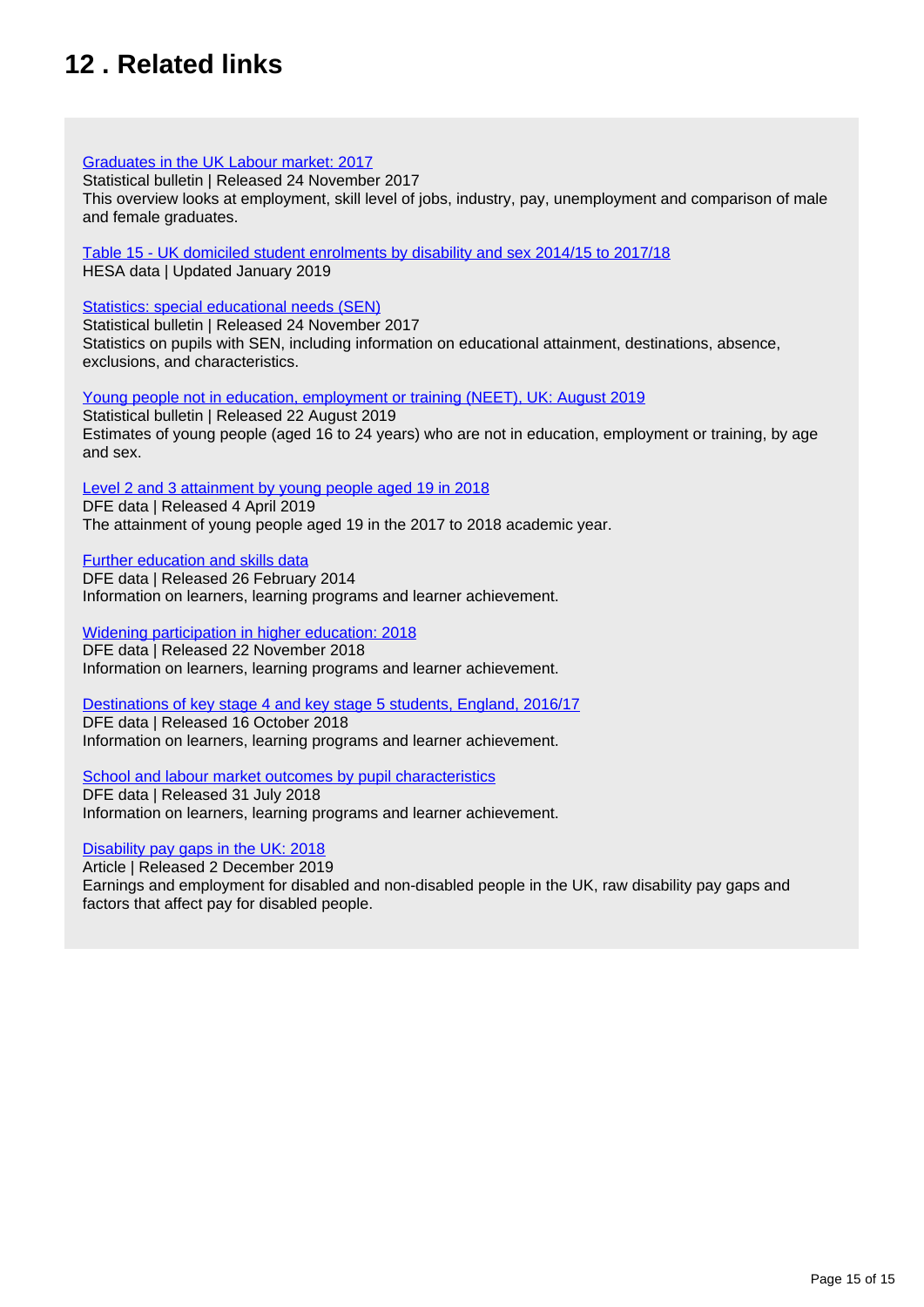## 12 . Related links

[Graduates in the UK Labour market: 2017]
Statistical bulletin | Released 24 November 2017
This overview looks at employment, skill level of jobs, industry, pay, unemployment and comparison of male and female graduates.

[Table 15 - UK domiciled student enrolments by disability and sex 2014/15 to 2017/18]
HESA data | Updated January 2019

[Statistics: special educational needs (SEN)]
Statistical bulletin | Released 24 November 2017
Statistics on pupils with SEN, including information on educational attainment, destinations, absence, exclusions, and characteristics.

[Young people not in education, employment or training (NEET), UK: August 2019]
Statistical bulletin | Released 22 August 2019
Estimates of young people (aged 16 to 24 years) who are not in education, employment or training, by age and sex.

[Level 2 and 3 attainment by young people aged 19 in 2018]
DFE data | Released 4 April 2019
The attainment of young people aged 19 in the 2017 to 2018 academic year.

[Further education and skills data]
DFE data | Released 26 February 2014
Information on learners, learning programs and learner achievement.

[Widening participation in higher education: 2018]
DFE data | Released 22 November 2018
Information on learners, learning programs and learner achievement.

[Destinations of key stage 4 and key stage 5 students, England, 2016/17]
DFE data | Released 16 October 2018
Information on learners, learning programs and learner achievement.

[School and labour market outcomes by pupil characteristics]
DFE data | Released 31 July 2018
Information on learners, learning programs and learner achievement.

[Disability pay gaps in the UK: 2018]
Article | Released 2 December 2019
Earnings and employment for disabled and non-disabled people in the UK, raw disability pay gaps and factors that affect pay for disabled people.